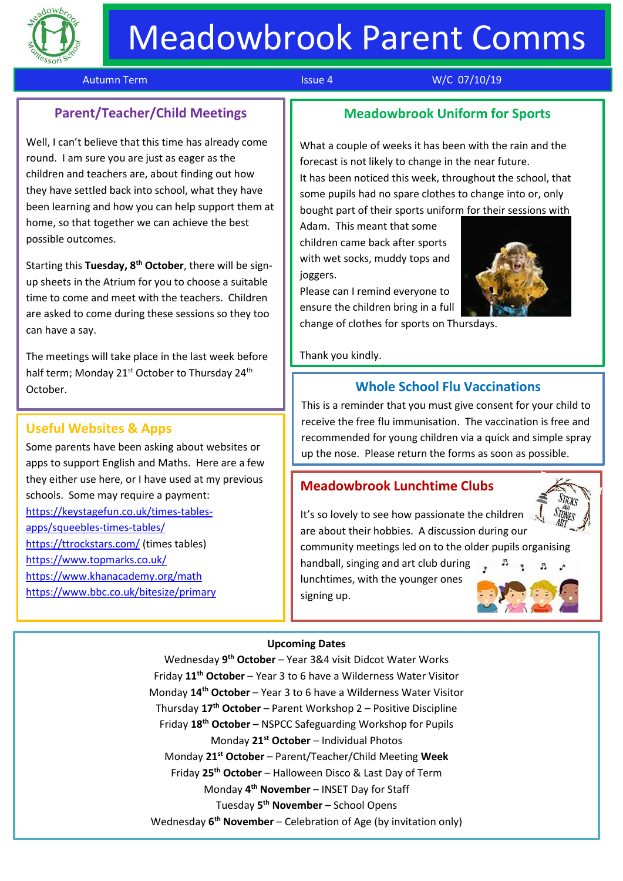# Meadowbrook Parent Comms

Autumn Term | Issue 4 | W/C 07/10/19

## Parent/Teacher/Child Meetings

Well, I can't believe that this time has already come round. I am sure you are just as eager as the children and teachers are, about finding out how they have settled back into school, what they have been learning and how you can help support them at home, so that together we can achieve the best possible outcomes.

Starting this **Tuesday, 8th October**, there will be sign-up sheets in the Atrium for you to choose a suitable time to come and meet with the teachers. Children are asked to come during these sessions so they too can have a say.

The meetings will take place in the last week before half term; Monday 21st October to Thursday 24th October.

## Useful Websites & Apps

Some parents have been asking about websites or apps to support English and Maths. Here are a few they either use here, or I have used at my previous schools. Some may require a payment:

https://keystagefun.co.uk/times-tables-apps/squeebles-times-tables/
https://ttrockstars.com/ (times tables)
https://www.topmarks.co.uk/
https://www.khanacademy.org/math
https://www.bbc.co.uk/bitesize/primary

## Meadowbrook Uniform for Sports

What a couple of weeks it has been with the rain and the forecast is not likely to change in the near future.
It has been noticed this week, throughout the school, that some pupils had no spare clothes to change into or, only bought part of their sports uniform for their sessions with Adam. This meant that some children came back after sports with wet socks, muddy tops and joggers.
Please can I remind everyone to ensure the children bring in a full change of clothes for sports on Thursdays.

Thank you kindly.

## Whole School Flu Vaccinations

This is a reminder that you must give consent for your child to receive the free flu immunisation. The vaccination is free and recommended for young children via a quick and simple spray up the nose. Please return the forms as soon as possible.

## Meadowbrook Lunchtime Clubs

It's so lovely to see how passionate the children are about their hobbies. A discussion during our community meetings led on to the older pupils organising handball, singing and art club during lunchtimes, with the younger ones signing up.

**Upcoming Dates**

Wednesday 9th **October** – Year 3&4 visit Didcot Water Works
Friday 11th **October** – Year 3 to 6 have a Wilderness Water Visitor
Monday 14th **October** – Year 3 to 6 have a Wilderness Water Visitor
Thursday 17th **October** – Parent Workshop 2 – Positive Discipline
Friday 18th **October** – NSPCC Safeguarding Workshop for Pupils
Monday 21st **October** – Individual Photos
Monday 21st **October** – Parent/Teacher/Child Meeting **Week**
Friday 25th **October** – Halloween Disco & Last Day of Term
Monday 4th **November** – INSET Day for Staff
Tuesday 5th **November** – School Opens
Wednesday 6th **November** – Celebration of Age (by invitation only)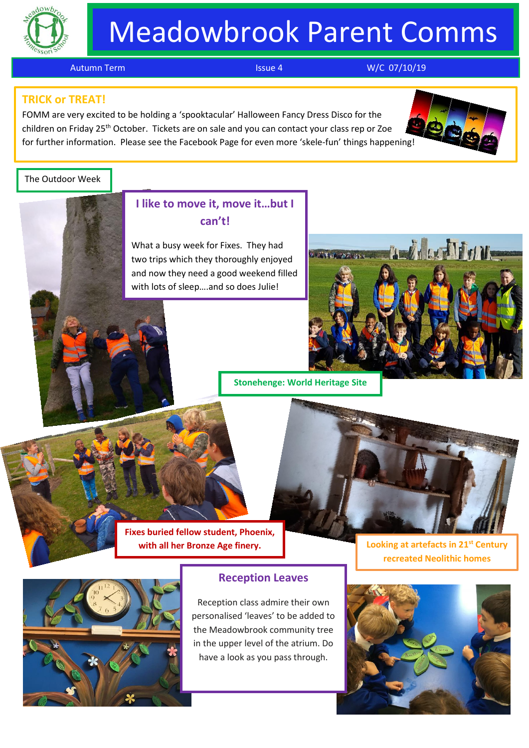# Meadowbrook Parent Comms

Autumn Term | Issue 4 | W/C 07/10/19

## TRICK or TREAT!

FOMM are very excited to be holding a 'spooktacular' Halloween Fancy Dress Disco for the children on Friday 25th October. Tickets are on sale and you can contact your class rep or Zoe for further information. Please see the Facebook Page for even more 'skele-fun' things happening!

## The Outdoor Week

### I like to move it, move it…but I can't!

What a busy week for Fixes. They had two trips which they thoroughly enjoyed and now they need a good weekend filled with lots of sleep….and so does Julie!

**Stonehenge: World Heritage Site**

**Fixes buried fellow student, Phoenix, with all her Bronze Age finery.**

**Looking at artefacts in 21st Century recreated Neolithic homes**

### Reception Leaves

Reception class admire their own personalised 'leaves' to be added to the Meadowbrook community tree in the upper level of the atrium. Do have a look as you pass through.